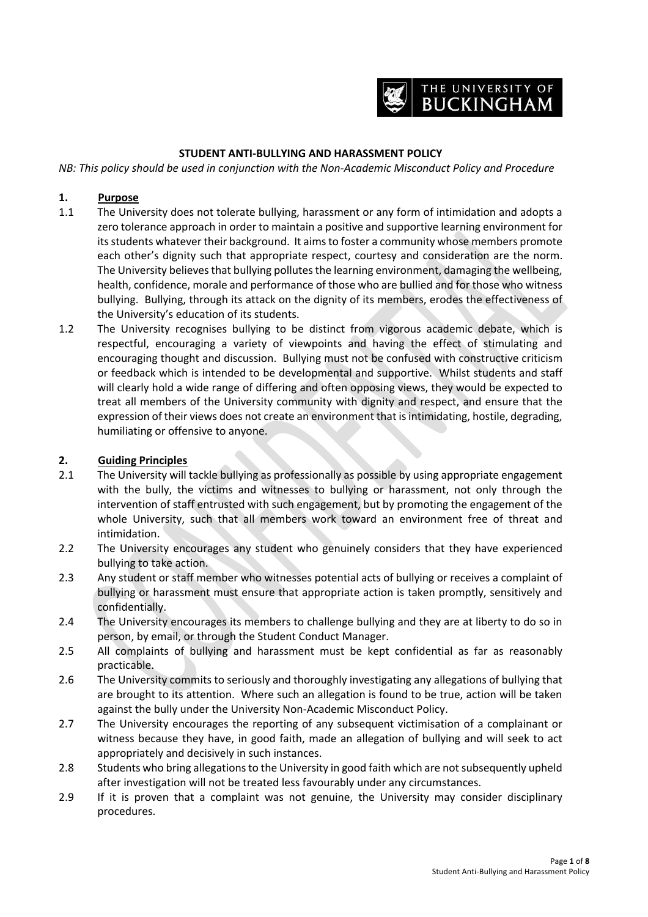# STUDENT ANTI-BULLYING AND HARASSMENT POLICY

*NB: This policy should be used in conjunction with the Non-Academic Misconduct Policy and Procedure*

## 1. Purpose

1.1 The University does not tolerate bullying, harassment or any form of intimidation and adopts a zero tolerance approach in order to maintain a positive and supportive learning environment for its students whatever their background. It aims to foster a community whose members promote each other's dignity such that appropriate respect, courtesy and consideration are the norm. The University believes that bullying pollutes the learning environment, damaging the wellbeing, health, confidence, morale and performance of those who are bullied and for those who witness bullying. Bullying, through its attack on the dignity of its members, erodes the effectiveness of the University's education of its students.

1.2 The University recognises bullying to be distinct from vigorous academic debate, which is respectful, encouraging a variety of viewpoints and having the effect of stimulating and encouraging thought and discussion. Bullying must not be confused with constructive criticism or feedback which is intended to be developmental and supportive. Whilst students and staff will clearly hold a wide range of differing and often opposing views, they would be expected to treat all members of the University community with dignity and respect, and ensure that the expression of their views does not create an environment that is intimidating, hostile, degrading, humiliating or offensive to anyone.

## 2. Guiding Principles

2.1 The University will tackle bullying as professionally as possible by using appropriate engagement with the bully, the victims and witnesses to bullying or harassment, not only through the intervention of staff entrusted with such engagement, but by promoting the engagement of the whole University, such that all members work toward an environment free of threat and intimidation.

2.2 The University encourages any student who genuinely considers that they have experienced bullying to take action.

2.3 Any student or staff member who witnesses potential acts of bullying or receives a complaint of bullying or harassment must ensure that appropriate action is taken promptly, sensitively and confidentially.

2.4 The University encourages its members to challenge bullying and they are at liberty to do so in person, by email, or through the Student Conduct Manager.

2.5 All complaints of bullying and harassment must be kept confidential as far as reasonably practicable.

2.6 The University commits to seriously and thoroughly investigating any allegations of bullying that are brought to its attention. Where such an allegation is found to be true, action will be taken against the bully under the University Non-Academic Misconduct Policy.

2.7 The University encourages the reporting of any subsequent victimisation of a complainant or witness because they have, in good faith, made an allegation of bullying and will seek to act appropriately and decisively in such instances.

2.8 Students who bring allegations to the University in good faith which are not subsequently upheld after investigation will not be treated less favourably under any circumstances.

2.9 If it is proven that a complaint was not genuine, the University may consider disciplinary procedures.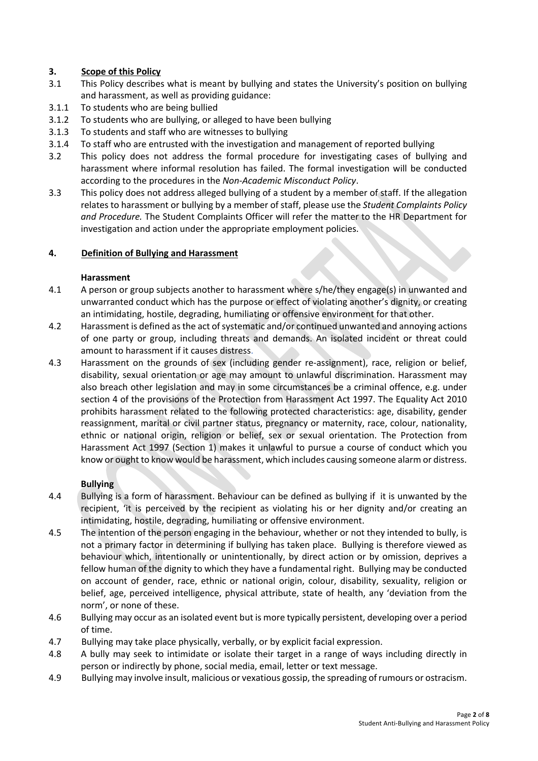## 3. Scope of this Policy

3.1 This Policy describes what is meant by bullying and states the University's position on bullying and harassment, as well as providing guidance:

3.1.1 To students who are being bullied

3.1.2 To students who are bullying, or alleged to have been bullying

3.1.3 To students and staff who are witnesses to bullying

3.1.4 To staff who are entrusted with the investigation and management of reported bullying

3.2 This policy does not address the formal procedure for investigating cases of bullying and harassment where informal resolution has failed. The formal investigation will be conducted according to the procedures in the *Non-Academic Misconduct Policy*.

3.3 This policy does not address alleged bullying of a student by a member of staff. If the allegation relates to harassment or bullying by a member of staff, please use the *Student Complaints Policy and Procedure.* The Student Complaints Officer will refer the matter to the HR Department for investigation and action under the appropriate employment policies.

## 4. Definition of Bullying and Harassment

**Harassment**

4.1 A person or group subjects another to harassment where s/he/they engage(s) in unwanted and unwarranted conduct which has the purpose or effect of violating another's dignity, or creating an intimidating, hostile, degrading, humiliating or offensive environment for that other.

4.2 Harassment is defined as the act of systematic and/or continued unwanted and annoying actions of one party or group, including threats and demands. An isolated incident or threat could amount to harassment if it causes distress.

4.3 Harassment on the grounds of sex (including gender re-assignment), race, religion or belief, disability, sexual orientation or age may amount to unlawful discrimination. Harassment may also breach other legislation and may in some circumstances be a criminal offence, e.g. under section 4 of the provisions of the Protection from Harassment Act 1997. The Equality Act 2010 prohibits harassment related to the following protected characteristics: age, disability, gender reassignment, marital or civil partner status, pregnancy or maternity, race, colour, nationality, ethnic or national origin, religion or belief, sex or sexual orientation. The Protection from Harassment Act 1997 (Section 1) makes it unlawful to pursue a course of conduct which you know or ought to know would be harassment, which includes causing someone alarm or distress.

**Bullying**

4.4 Bullying is a form of harassment. Behaviour can be defined as bullying if it is unwanted by the recipient, 'it is perceived by the recipient as violating his or her dignity and/or creating an intimidating, hostile, degrading, humiliating or offensive environment.

4.5 The intention of the person engaging in the behaviour, whether or not they intended to bully, is not a primary factor in determining if bullying has taken place. Bullying is therefore viewed as behaviour which, intentionally or unintentionally, by direct action or by omission, deprives a fellow human of the dignity to which they have a fundamental right. Bullying may be conducted on account of gender, race, ethnic or national origin, colour, disability, sexuality, religion or belief, age, perceived intelligence, physical attribute, state of health, any 'deviation from the norm', or none of these.

4.6 Bullying may occur as an isolated event but is more typically persistent, developing over a period of time.

4.7 Bullying may take place physically, verbally, or by explicit facial expression.

4.8 A bully may seek to intimidate or isolate their target in a range of ways including directly in person or indirectly by phone, social media, email, letter or text message.

4.9 Bullying may involve insult, malicious or vexatious gossip, the spreading of rumours or ostracism.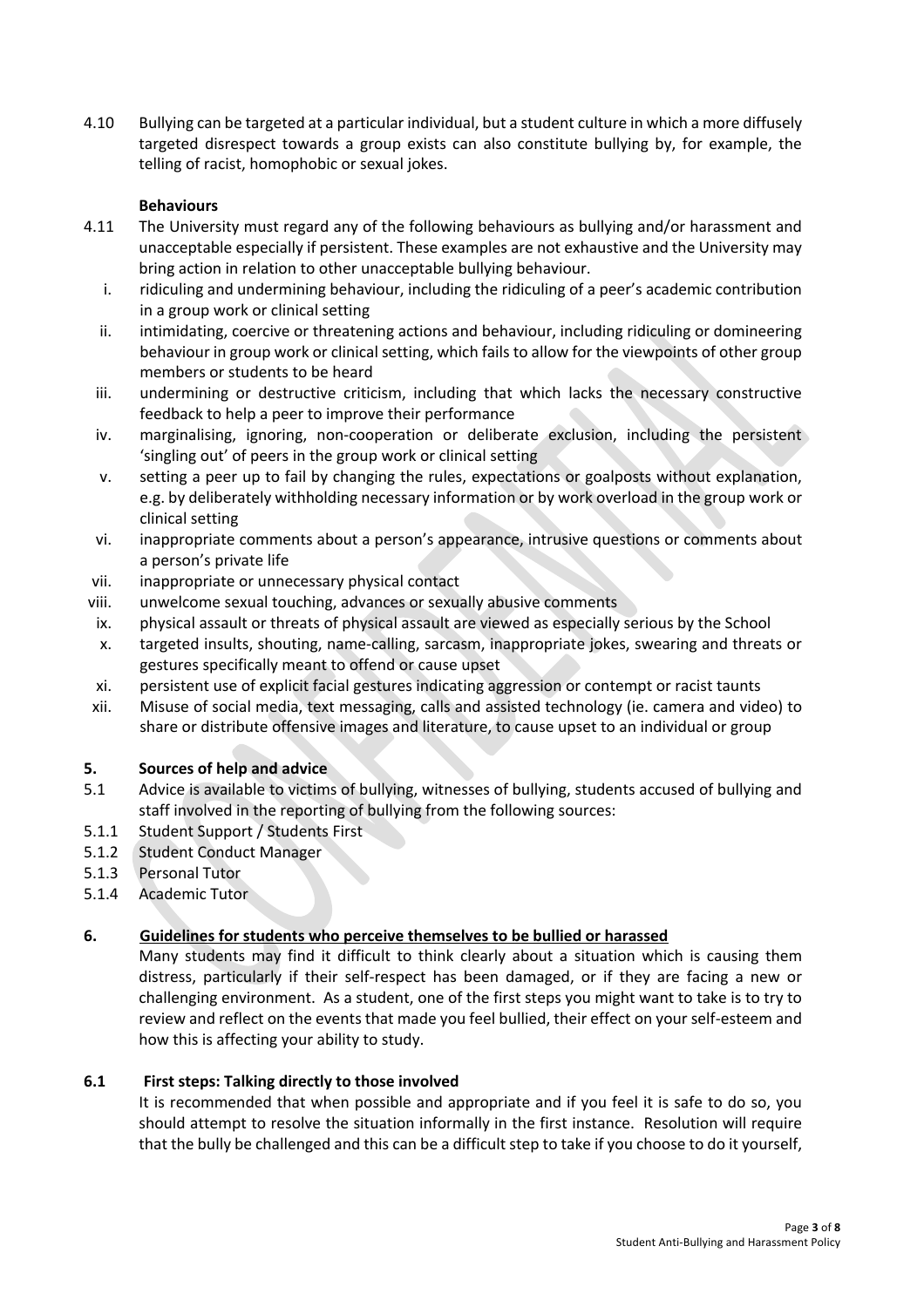4.10 Bullying can be targeted at a particular individual, but a student culture in which a more diffusely targeted disrespect towards a group exists can also constitute bullying by, for example, the telling of racist, homophobic or sexual jokes.

**Behaviours**

4.11 The University must regard any of the following behaviours as bullying and/or harassment and unacceptable especially if persistent. These examples are not exhaustive and the University may bring action in relation to other unacceptable bullying behaviour.

i. ridiculing and undermining behaviour, including the ridiculing of a peer's academic contribution in a group work or clinical setting

ii. intimidating, coercive or threatening actions and behaviour, including ridiculing or domineering behaviour in group work or clinical setting, which fails to allow for the viewpoints of other group members or students to be heard

iii. undermining or destructive criticism, including that which lacks the necessary constructive feedback to help a peer to improve their performance

iv. marginalising, ignoring, non-cooperation or deliberate exclusion, including the persistent 'singling out' of peers in the group work or clinical setting

v. setting a peer up to fail by changing the rules, expectations or goalposts without explanation, e.g. by deliberately withholding necessary information or by work overload in the group work or clinical setting

vi. inappropriate comments about a person's appearance, intrusive questions or comments about a person's private life

vii. inappropriate or unnecessary physical contact

viii. unwelcome sexual touching, advances or sexually abusive comments

ix. physical assault or threats of physical assault are viewed as especially serious by the School

x. targeted insults, shouting, name-calling, sarcasm, inappropriate jokes, swearing and threats or gestures specifically meant to offend or cause upset

xi. persistent use of explicit facial gestures indicating aggression or contempt or racist taunts

xii. Misuse of social media, text messaging, calls and assisted technology (ie. camera and video) to share or distribute offensive images and literature, to cause upset to an individual or group

## 5. Sources of help and advice

5.1 Advice is available to victims of bullying, witnesses of bullying, students accused of bullying and staff involved in the reporting of bullying from the following sources:

5.1.1 Student Support / Students First

5.1.2 Student Conduct Manager

5.1.3 Personal Tutor

5.1.4 Academic Tutor

## 6. <u>Guidelines for students who perceive themselves to be bullied or harassed</u>

Many students may find it difficult to think clearly about a situation which is causing them distress, particularly if their self-respect has been damaged, or if they are facing a new or challenging environment. As a student, one of the first steps you might want to take is to try to review and reflect on the events that made you feel bullied, their effect on your self-esteem and how this is affecting your ability to study.

### 6.1 First steps: Talking directly to those involved

It is recommended that when possible and appropriate and if you feel it is safe to do so, you should attempt to resolve the situation informally in the first instance. Resolution will require that the bully be challenged and this can be a difficult step to take if you choose to do it yourself,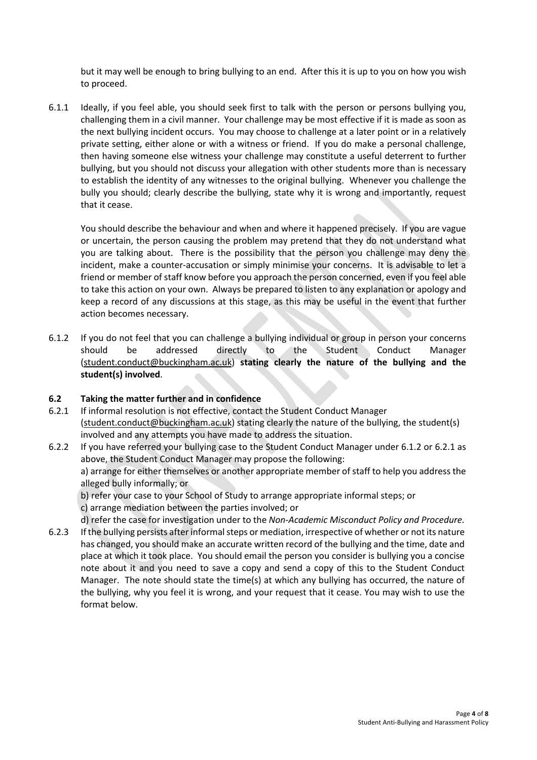but it may well be enough to bring bullying to an end. After this it is up to you on how you wish to proceed.

6.1.1 Ideally, if you feel able, you should seek first to talk with the person or persons bullying you, challenging them in a civil manner. Your challenge may be most effective if it is made as soon as the next bullying incident occurs. You may choose to challenge at a later point or in a relatively private setting, either alone or with a witness or friend. If you do make a personal challenge, then having someone else witness your challenge may constitute a useful deterrent to further bullying, but you should not discuss your allegation with other students more than is necessary to establish the identity of any witnesses to the original bullying. Whenever you challenge the bully you should; clearly describe the bullying, state why it is wrong and importantly, request that it cease.

You should describe the behaviour and when and where it happened precisely. If you are vague or uncertain, the person causing the problem may pretend that they do not understand what you are talking about. There is the possibility that the person you challenge may deny the incident, make a counter-accusation or simply minimise your concerns. It is advisable to let a friend or member of staff know before you approach the person concerned, even if you feel able to take this action on your own. Always be prepared to listen to any explanation or apology and keep a record of any discussions at this stage, as this may be useful in the event that further action becomes necessary.

6.1.2 If you do not feel that you can challenge a bullying individual or group in person your concerns should be addressed directly to the Student Conduct Manager (student.conduct@buckingham.ac.uk) **stating clearly the nature of the bullying and the student(s) involved**.

### 6.2 Taking the matter further and in confidence

6.2.1 If informal resolution is not effective, contact the Student Conduct Manager (student.conduct@buckingham.ac.uk) stating clearly the nature of the bullying, the student(s) involved and any attempts you have made to address the situation.

6.2.2 If you have referred your bullying case to the Student Conduct Manager under 6.1.2 or 6.2.1 as above, the Student Conduct Manager may propose the following:

a) arrange for either themselves or another appropriate member of staff to help you address the alleged bully informally; or

b) refer your case to your School of Study to arrange appropriate informal steps; or

c) arrange mediation between the parties involved; or

d) refer the case for investigation under to the *Non-Academic Misconduct Policy and Procedure.*

6.2.3 If the bullying persists after informal steps or mediation, irrespective of whether or not its nature has changed, you should make an accurate written record of the bullying and the time, date and place at which it took place. You should email the person you consider is bullying you a concise note about it and you need to save a copy and send a copy of this to the Student Conduct Manager. The note should state the time(s) at which any bullying has occurred, the nature of the bullying, why you feel it is wrong, and your request that it cease. You may wish to use the format below.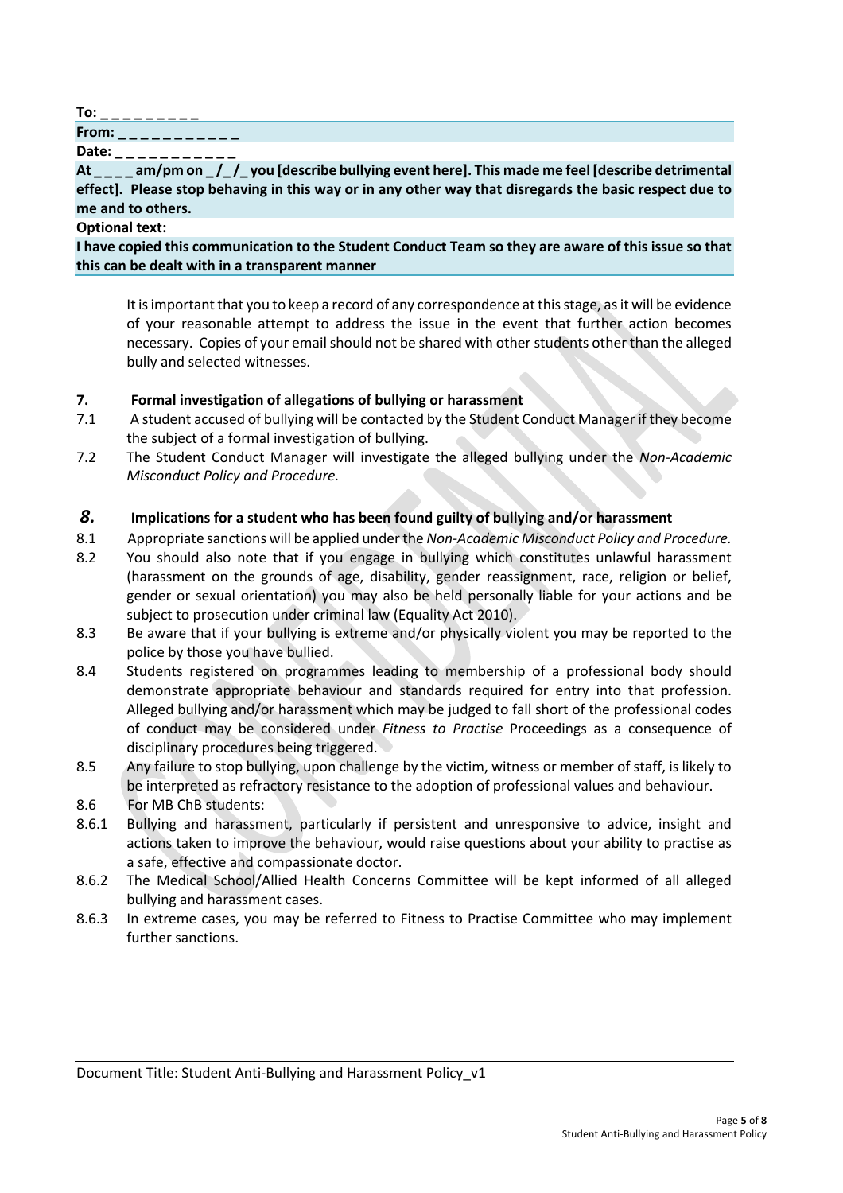**To: _ _ _ _ _ _ _ _ _**

**From: _ _ _ _ _ _ _ _ _ _ _**

**Date: _ _ _ _ _ _ _ _ _ _ _**

**At _ _ _ _ am/pm on _ /_ /_ you [describe bullying event here]. This made me feel [describe detrimental effect]. Please stop behaving in this way or in any other way that disregards the basic respect due to me and to others.**

**Optional text:**

**I have copied this communication to the Student Conduct Team so they are aware of this issue so that this can be dealt with in a transparent manner**

It is important that you to keep a record of any correspondence at this stage, as it will be evidence of your reasonable attempt to address the issue in the event that further action becomes necessary. Copies of your email should not be shared with other students other than the alleged bully and selected witnesses.

## 7. Formal investigation of allegations of bullying or harassment

7.1 A student accused of bullying will be contacted by the Student Conduct Manager if they become the subject of a formal investigation of bullying.

7.2 The Student Conduct Manager will investigate the alleged bullying under the *Non-Academic Misconduct Policy and Procedure.*

## 8. Implications for a student who has been found guilty of bullying and/or harassment

8.1 Appropriate sanctions will be applied under the *Non-Academic Misconduct Policy and Procedure.*

8.2 You should also note that if you engage in bullying which constitutes unlawful harassment (harassment on the grounds of age, disability, gender reassignment, race, religion or belief, gender or sexual orientation) you may also be held personally liable for your actions and be subject to prosecution under criminal law (Equality Act 2010).

8.3 Be aware that if your bullying is extreme and/or physically violent you may be reported to the police by those you have bullied.

8.4 Students registered on programmes leading to membership of a professional body should demonstrate appropriate behaviour and standards required for entry into that profession. Alleged bullying and/or harassment which may be judged to fall short of the professional codes of conduct may be considered under *Fitness to Practise* Proceedings as a consequence of disciplinary procedures being triggered.

8.5 Any failure to stop bullying, upon challenge by the victim, witness or member of staff, is likely to be interpreted as refractory resistance to the adoption of professional values and behaviour.

8.6 For MB ChB students:

8.6.1 Bullying and harassment, particularly if persistent and unresponsive to advice, insight and actions taken to improve the behaviour, would raise questions about your ability to practise as a safe, effective and compassionate doctor.

8.6.2 The Medical School/Allied Health Concerns Committee will be kept informed of all alleged bullying and harassment cases.

8.6.3 In extreme cases, you may be referred to Fitness to Practise Committee who may implement further sanctions.

Document Title: Student Anti-Bullying and Harassment Policy_v1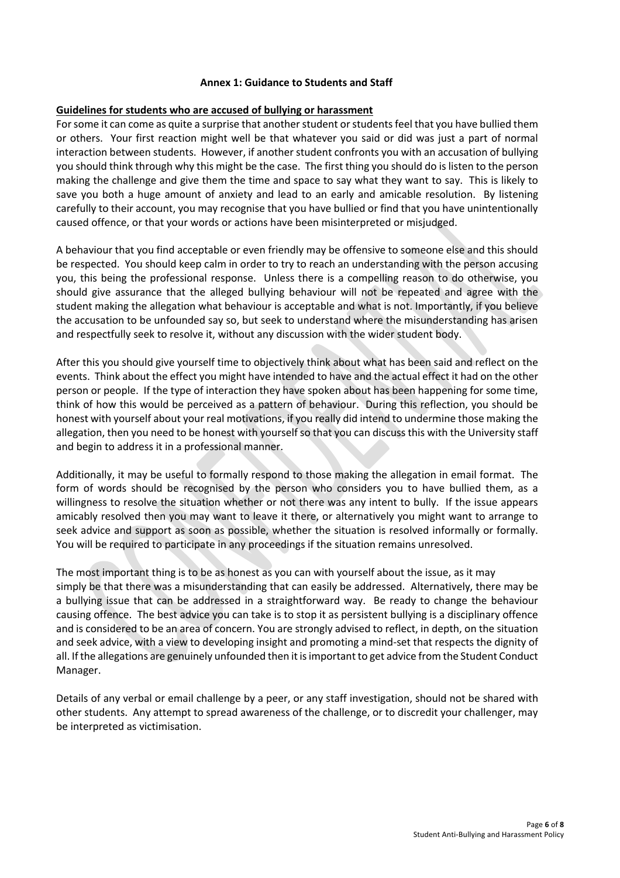# Annex 1: Guidance to Students and Staff

## Guidelines for students who are accused of bullying or harassment

For some it can come as quite a surprise that another student or students feel that you have bullied them or others. Your first reaction might well be that whatever you said or did was just a part of normal interaction between students. However, if another student confronts you with an accusation of bullying you should think through why this might be the case. The first thing you should do is listen to the person making the challenge and give them the time and space to say what they want to say. This is likely to save you both a huge amount of anxiety and lead to an early and amicable resolution. By listening carefully to their account, you may recognise that you have bullied or find that you have unintentionally caused offence, or that your words or actions have been misinterpreted or misjudged.

A behaviour that you find acceptable or even friendly may be offensive to someone else and this should be respected. You should keep calm in order to try to reach an understanding with the person accusing you, this being the professional response. Unless there is a compelling reason to do otherwise, you should give assurance that the alleged bullying behaviour will not be repeated and agree with the student making the allegation what behaviour is acceptable and what is not. Importantly, if you believe the accusation to be unfounded say so, but seek to understand where the misunderstanding has arisen and respectfully seek to resolve it, without any discussion with the wider student body.

After this you should give yourself time to objectively think about what has been said and reflect on the events. Think about the effect you might have intended to have and the actual effect it had on the other person or people. If the type of interaction they have spoken about has been happening for some time, think of how this would be perceived as a pattern of behaviour. During this reflection, you should be honest with yourself about your real motivations, if you really did intend to undermine those making the allegation, then you need to be honest with yourself so that you can discuss this with the University staff and begin to address it in a professional manner.

Additionally, it may be useful to formally respond to those making the allegation in email format. The form of words should be recognised by the person who considers you to have bullied them, as a willingness to resolve the situation whether or not there was any intent to bully. If the issue appears amicably resolved then you may want to leave it there, or alternatively you might want to arrange to seek advice and support as soon as possible, whether the situation is resolved informally or formally. You will be required to participate in any proceedings if the situation remains unresolved.

The most important thing is to be as honest as you can with yourself about the issue, as it may simply be that there was a misunderstanding that can easily be addressed. Alternatively, there may be a bullying issue that can be addressed in a straightforward way. Be ready to change the behaviour causing offence. The best advice you can take is to stop it as persistent bullying is a disciplinary offence and is considered to be an area of concern. You are strongly advised to reflect, in depth, on the situation and seek advice, with a view to developing insight and promoting a mind-set that respects the dignity of all. If the allegations are genuinely unfounded then it is important to get advice from the Student Conduct Manager.

Details of any verbal or email challenge by a peer, or any staff investigation, should not be shared with other students. Any attempt to spread awareness of the challenge, or to discredit your challenger, may be interpreted as victimisation.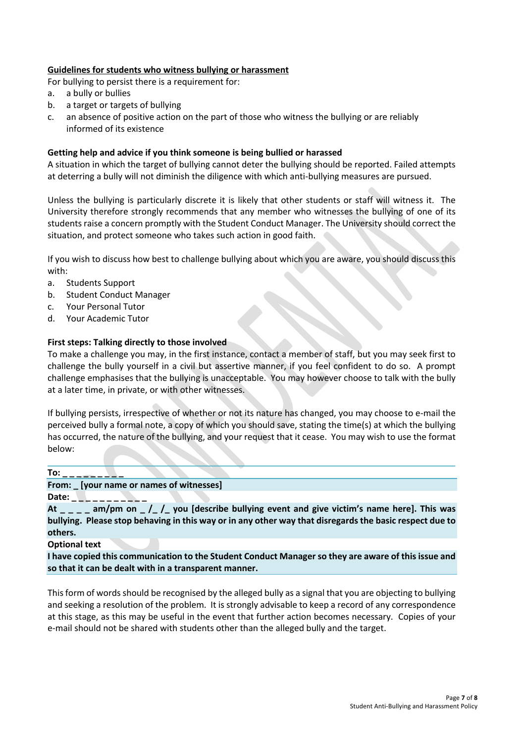**Guidelines for students who witness bullying or harassment**

For bullying to persist there is a requirement for:

a. a bully or bullies
b. a target or targets of bullying
c. an absence of positive action on the part of those who witness the bullying or are reliably informed of its existence

**Getting help and advice if you think someone is being bullied or harassed**

A situation in which the target of bullying cannot deter the bullying should be reported. Failed attempts at deterring a bully will not diminish the diligence with which anti-bullying measures are pursued.

Unless the bullying is particularly discrete it is likely that other students or staff will witness it. The University therefore strongly recommends that any member who witnesses the bullying of one of its students raise a concern promptly with the Student Conduct Manager. The University should correct the situation, and protect someone who takes such action in good faith.

If you wish to discuss how best to challenge bullying about which you are aware, you should discuss this with:

a. Students Support
b. Student Conduct Manager
c. Your Personal Tutor
d. Your Academic Tutor

**First steps: Talking directly to those involved**

To make a challenge you may, in the first instance, contact a member of staff, but you may seek first to challenge the bully yourself in a civil but assertive manner, if you feel confident to do so. A prompt challenge emphasises that the bullying is unacceptable. You may however choose to talk with the bully at a later time, in private, or with other witnesses.

If bullying persists, irrespective of whether or not its nature has changed, you may choose to e-mail the perceived bully a formal note, a copy of which you should save, stating the time(s) at which the bullying has occurred, the nature of the bullying, and your request that it cease. You may wish to use the format below:

**To: _ _ _ _ _ _ _ _ _**

**From: _ [your name or names of witnesses]**

**Date: _ _ _ _ _ _ _ _ _ _ _**

**At _ _ _ _ am/pm on _ /_ /_ you [describe bullying event and give victim's name here]. This was bullying. Please stop behaving in this way or in any other way that disregards the basic respect due to others.**

**Optional text**

**I have copied this communication to the Student Conduct Manager so they are aware of this issue and so that it can be dealt with in a transparent manner.**

This form of words should be recognised by the alleged bully as a signal that you are objecting to bullying and seeking a resolution of the problem. It is strongly advisable to keep a record of any correspondence at this stage, as this may be useful in the event that further action becomes necessary. Copies of your e-mail should not be shared with students other than the alleged bully and the target.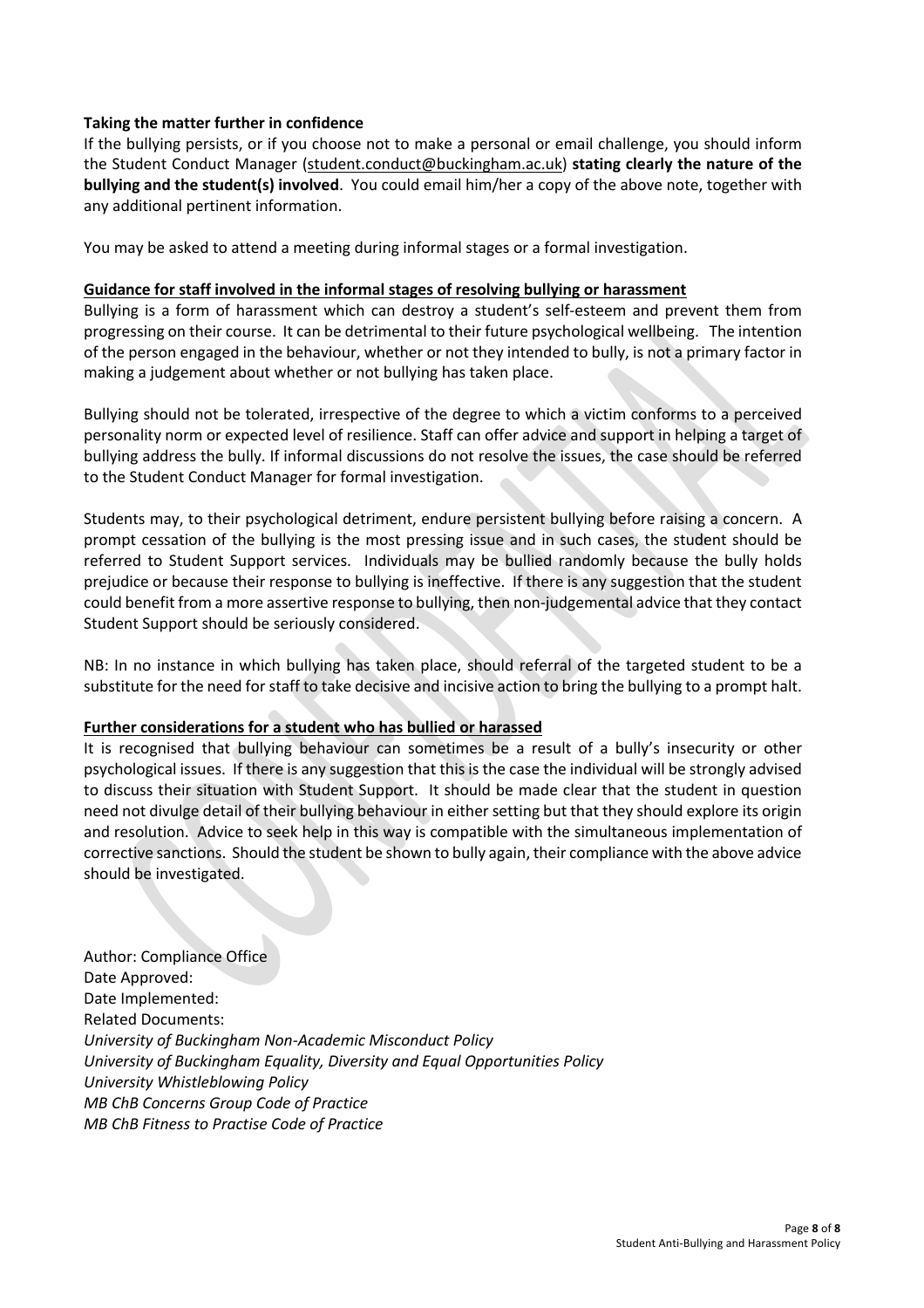**Taking the matter further in confidence**

If the bullying persists, or if you choose not to make a personal or email challenge, you should inform the Student Conduct Manager (student.conduct@buckingham.ac.uk) **stating clearly the nature of the bullying and the student(s) involved**. You could email him/her a copy of the above note, together with any additional pertinent information.

You may be asked to attend a meeting during informal stages or a formal investigation.

**Guidance for staff involved in the informal stages of resolving bullying or harassment**

Bullying is a form of harassment which can destroy a student's self-esteem and prevent them from progressing on their course. It can be detrimental to their future psychological wellbeing. The intention of the person engaged in the behaviour, whether or not they intended to bully, is not a primary factor in making a judgement about whether or not bullying has taken place.

Bullying should not be tolerated, irrespective of the degree to which a victim conforms to a perceived personality norm or expected level of resilience. Staff can offer advice and support in helping a target of bullying address the bully. If informal discussions do not resolve the issues, the case should be referred to the Student Conduct Manager for formal investigation.

Students may, to their psychological detriment, endure persistent bullying before raising a concern. A prompt cessation of the bullying is the most pressing issue and in such cases, the student should be referred to Student Support services. Individuals may be bullied randomly because the bully holds prejudice or because their response to bullying is ineffective. If there is any suggestion that the student could benefit from a more assertive response to bullying, then non-judgemental advice that they contact Student Support should be seriously considered.

NB: In no instance in which bullying has taken place, should referral of the targeted student to be a substitute for the need for staff to take decisive and incisive action to bring the bullying to a prompt halt.

**Further considerations for a student who has bullied or harassed**

It is recognised that bullying behaviour can sometimes be a result of a bully's insecurity or other psychological issues. If there is any suggestion that this is the case the individual will be strongly advised to discuss their situation with Student Support. It should be made clear that the student in question need not divulge detail of their bullying behaviour in either setting but that they should explore its origin and resolution. Advice to seek help in this way is compatible with the simultaneous implementation of corrective sanctions. Should the student be shown to bully again, their compliance with the above advice should be investigated.

Author: Compliance Office
Date Approved:
Date Implemented:
Related Documents:
*University of Buckingham Non-Academic Misconduct Policy*
*University of Buckingham Equality, Diversity and Equal Opportunities Policy*
*University Whistleblowing Policy*
*MB ChB Concerns Group Code of Practice*
*MB ChB Fitness to Practise Code of Practice*